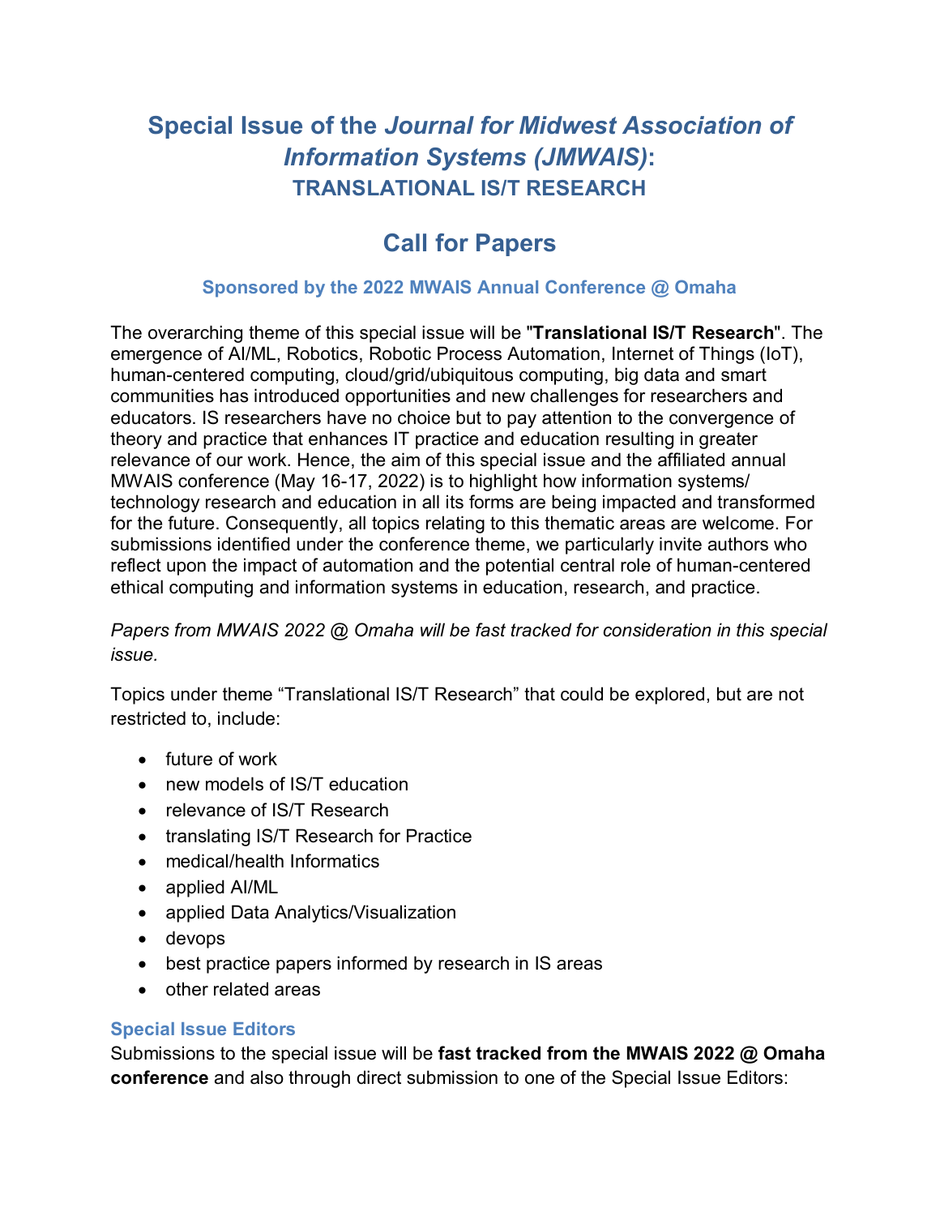# Special Issue of the *Journal for Midwest Association of Information Systems (JMWAIS)*: TRANSLATIONAL IS/T RESEARCH

## Call for Papers

### Sponsored by the 2022 MWAIS Annual Conference @ Omaha

The overarching theme of this special issue will be "**Translational IS/T Research**". The emergence of AI/ML, Robotics, Robotic Process Automation, Internet of Things (IoT), human-centered computing, cloud/grid/ubiquitous computing, big data and smart communities has introduced opportunities and new challenges for researchers and educators. IS researchers have no choice but to pay attention to the convergence of theory and practice that enhances IT practice and education resulting in greater relevance of our work. Hence, the aim of this special issue and the affiliated annual MWAIS conference (May 16-17, 2022) is to highlight how information systems/ technology research and education in all its forms are being impacted and transformed for the future. Consequently, all topics relating to this thematic areas are welcome. For submissions identified under the conference theme, we particularly invite authors who reflect upon the impact of automation and the potential central role of human-centered ethical computing and information systems in education, research, and practice.

*Papers from MWAIS 2022 @ Omaha will be fast tracked for consideration in this special issue.*

Topics under theme "Translational IS/T Research" that could be explored, but are not restricted to, include:

- future of work
- new models of IS/T education
- relevance of IS/T Research
- translating IS/T Research for Practice
- medical/health Informatics
- applied AI/ML
- applied Data Analytics/Visualization
- devops
- best practice papers informed by research in IS areas
- other related areas

### Special Issue Editors

Submissions to the special issue will be **fast tracked from the MWAIS 2022 @ Omaha conference** and also through direct submission to one of the Special Issue Editors: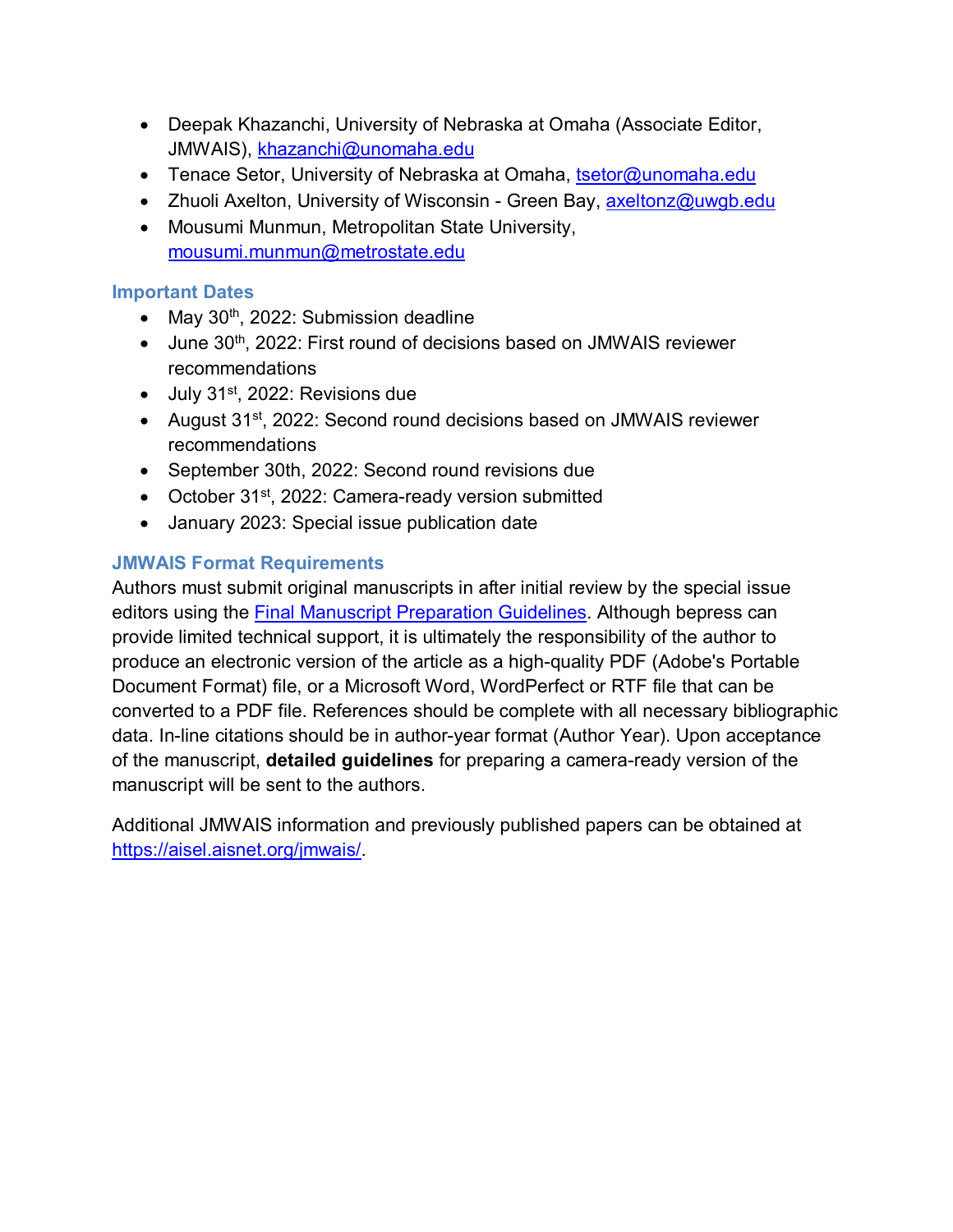- Deepak Khazanchi, University of Nebraska at Omaha (Associate Editor, JMWAIS), khazanchi@unomaha.edu
- Tenace Setor, University of Nebraska at Omaha, tsetor@unomaha.edu
- Zhuoli Axelton, University of Wisconsin - Green Bay, axeltonz@uwgb.edu
- Mousumi Munmun, Metropolitan State University, mousumi.munmun@metrostate.edu

## Important Dates

- May 30th, 2022: Submission deadline
- June 30th, 2022: First round of decisions based on JMWAIS reviewer recommendations
- July 31st, 2022: Revisions due
- August 31st, 2022: Second round decisions based on JMWAIS reviewer recommendations
- September 30th, 2022: Second round revisions due
- October 31st, 2022: Camera-ready version submitted
- January 2023: Special issue publication date

## JMWAIS Format Requirements

Authors must submit original manuscripts in after initial review by the special issue editors using the Final Manuscript Preparation Guidelines. Although bepress can provide limited technical support, it is ultimately the responsibility of the author to produce an electronic version of the article as a high-quality PDF (Adobe's Portable Document Format) file, or a Microsoft Word, WordPerfect or RTF file that can be converted to a PDF file. References should be complete with all necessary bibliographic data. In-line citations should be in author-year format (Author Year). Upon acceptance of the manuscript, **detailed guidelines** for preparing a camera-ready version of the manuscript will be sent to the authors.

Additional JMWAIS information and previously published papers can be obtained at https://aisel.aisnet.org/jmwais/.